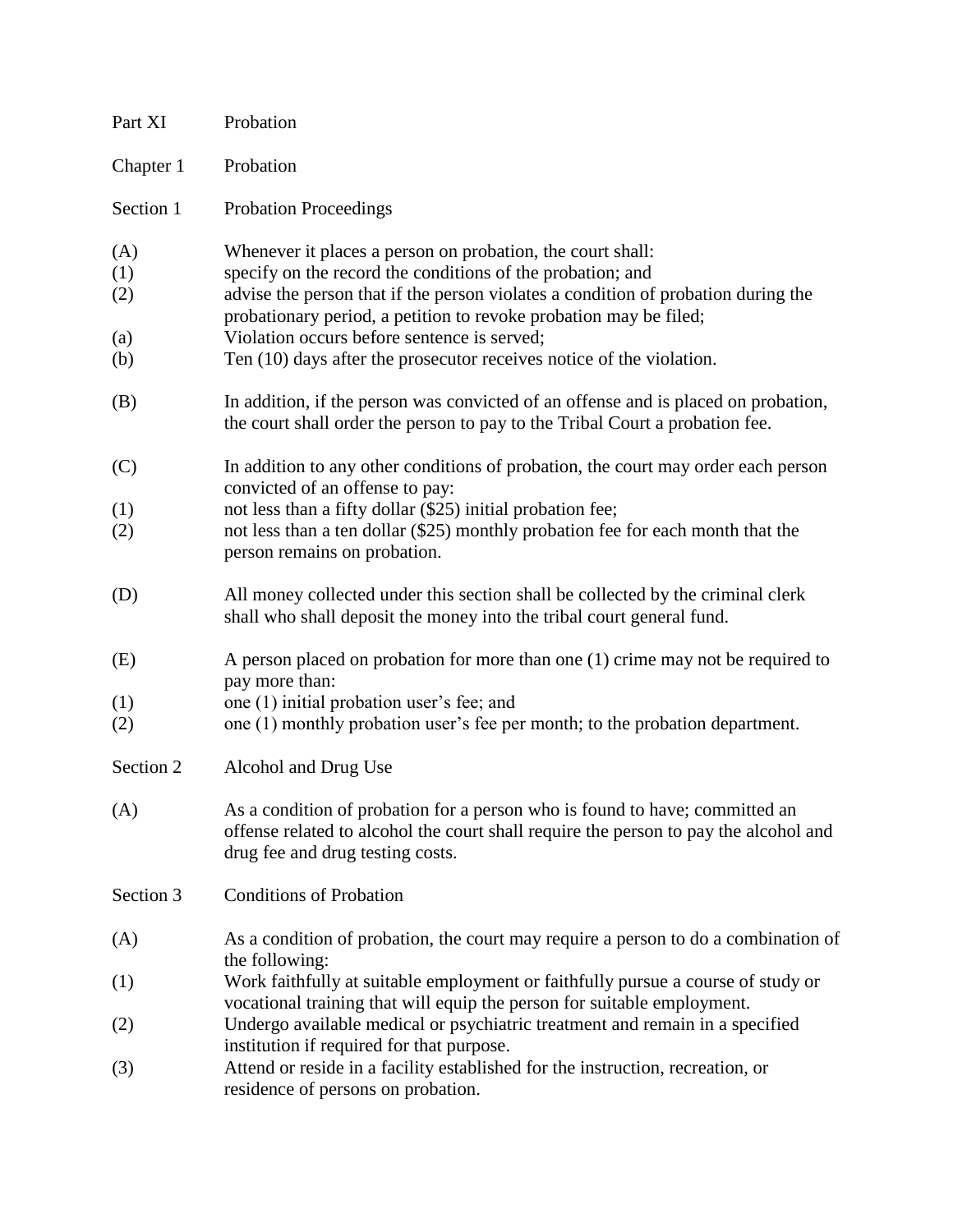Part XI Probation

Chapter 1 Probation

Section 1 Probation Proceedings

(A) Whenever it places a person on probation, the court shall:

(1) specify on the record the conditions of the probation; and

(2) advise the person that if the person violates a condition of probation during the probationary period, a petition to revoke probation may be filed;

(a) Violation occurs before sentence is served;

(b) Ten (10) days after the prosecutor receives notice of the violation.

(B) In addition, if the person was convicted of an offense and is placed on probation, the court shall order the person to pay to the Tribal Court a probation fee.

(C) In addition to any other conditions of probation, the court may order each person convicted of an offense to pay:

(1) not less than a fifty dollar ($25) initial probation fee;

(2) not less than a ten dollar ($25) monthly probation fee for each month that the person remains on probation.

(D) All money collected under this section shall be collected by the criminal clerk shall who shall deposit the money into the tribal court general fund.

(E) A person placed on probation for more than one (1) crime may not be required to pay more than:

(1) one (1) initial probation user's fee; and

(2) one (1) monthly probation user's fee per month; to the probation department.

Section 2 Alcohol and Drug Use

(A) As a condition of probation for a person who is found to have; committed an offense related to alcohol the court shall require the person to pay the alcohol and drug fee and drug testing costs.

Section 3 Conditions of Probation

(A) As a condition of probation, the court may require a person to do a combination of the following:

(1) Work faithfully at suitable employment or faithfully pursue a course of study or vocational training that will equip the person for suitable employment.

(2) Undergo available medical or psychiatric treatment and remain in a specified institution if required for that purpose.

(3) Attend or reside in a facility established for the instruction, recreation, or residence of persons on probation.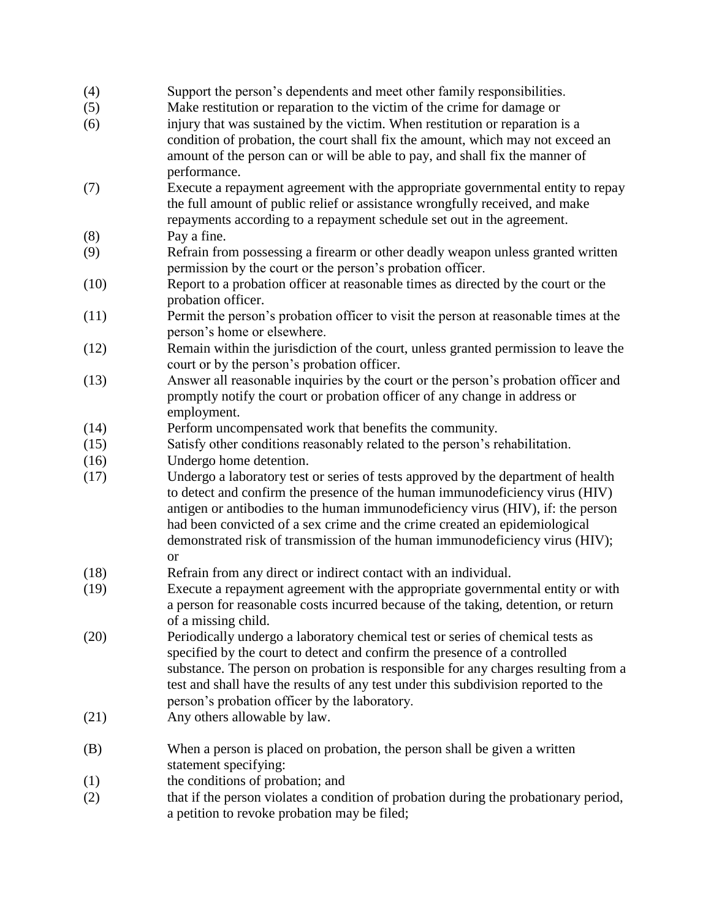(4) Support the person's dependents and meet other family responsibilities.

(5) Make restitution or reparation to the victim of the crime for damage or

(6) injury that was sustained by the victim. When restitution or reparation is a condition of probation, the court shall fix the amount, which may not exceed an amount of the person can or will be able to pay, and shall fix the manner of performance.

(7) Execute a repayment agreement with the appropriate governmental entity to repay the full amount of public relief or assistance wrongfully received, and make repayments according to a repayment schedule set out in the agreement.

(8) Pay a fine.

(9) Refrain from possessing a firearm or other deadly weapon unless granted written permission by the court or the person's probation officer.

(10) Report to a probation officer at reasonable times as directed by the court or the probation officer.

(11) Permit the person's probation officer to visit the person at reasonable times at the person's home or elsewhere.

(12) Remain within the jurisdiction of the court, unless granted permission to leave the court or by the person's probation officer.

(13) Answer all reasonable inquiries by the court or the person's probation officer and promptly notify the court or probation officer of any change in address or employment.

(14) Perform uncompensated work that benefits the community.

(15) Satisfy other conditions reasonably related to the person's rehabilitation.

(16) Undergo home detention.

(17) Undergo a laboratory test or series of tests approved by the department of health to detect and confirm the presence of the human immunodeficiency virus (HIV) antigen or antibodies to the human immunodeficiency virus (HIV), if: the person had been convicted of a sex crime and the crime created an epidemiological demonstrated risk of transmission of the human immunodeficiency virus (HIV); or

(18) Refrain from any direct or indirect contact with an individual.

(19) Execute a repayment agreement with the appropriate governmental entity or with a person for reasonable costs incurred because of the taking, detention, or return of a missing child.

(20) Periodically undergo a laboratory chemical test or series of chemical tests as specified by the court to detect and confirm the presence of a controlled substance. The person on probation is responsible for any charges resulting from a test and shall have the results of any test under this subdivision reported to the person's probation officer by the laboratory.

(21) Any others allowable by law.

(B) When a person is placed on probation, the person shall be given a written statement specifying:

(1) the conditions of probation; and

(2) that if the person violates a condition of probation during the probationary period, a petition to revoke probation may be filed;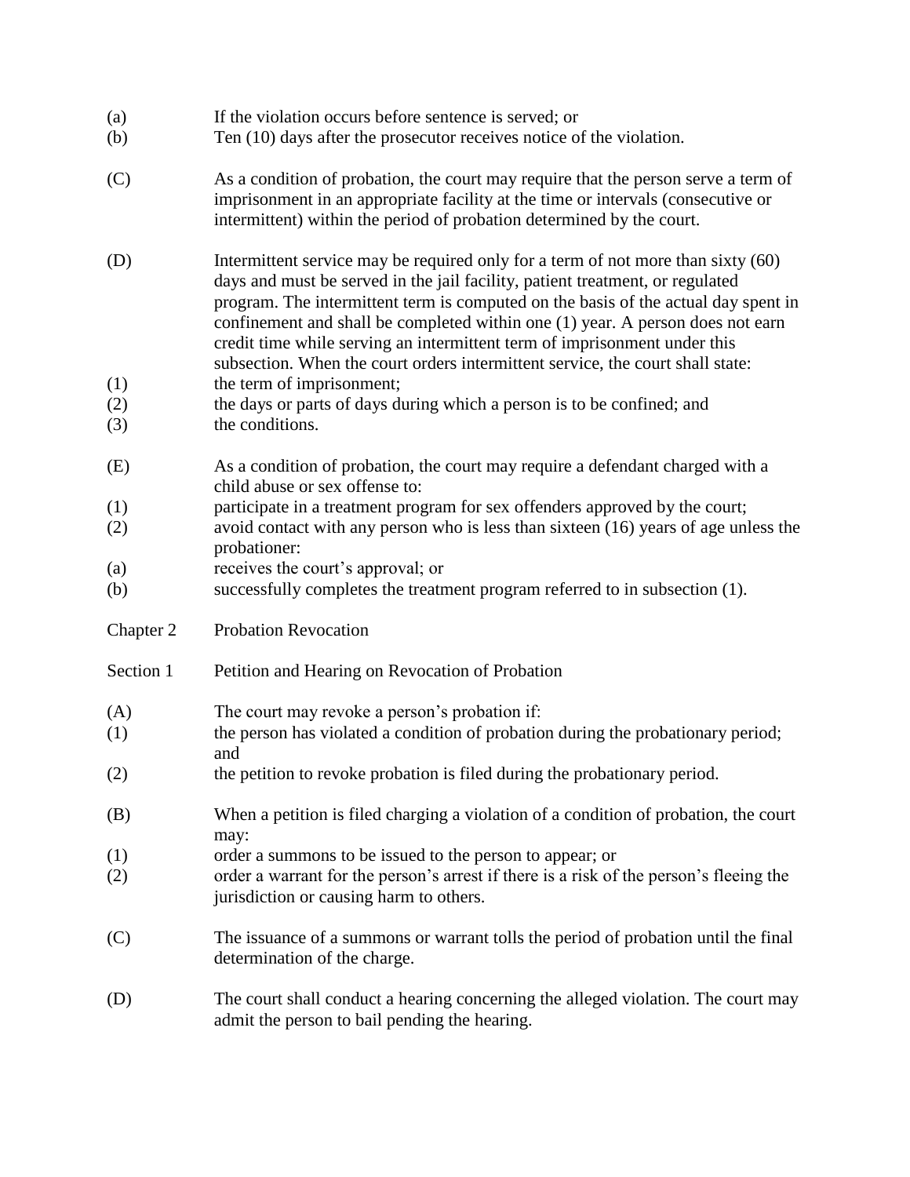(a) If the violation occurs before sentence is served; or

(b) Ten (10) days after the prosecutor receives notice of the violation.

(C) As a condition of probation, the court may require that the person serve a term of imprisonment in an appropriate facility at the time or intervals (consecutive or intermittent) within the period of probation determined by the court.

(D) Intermittent service may be required only for a term of not more than sixty (60) days and must be served in the jail facility, patient treatment, or regulated program. The intermittent term is computed on the basis of the actual day spent in confinement and shall be completed within one (1) year. A person does not earn credit time while serving an intermittent term of imprisonment under this subsection. When the court orders intermittent service, the court shall state:

(1) the term of imprisonment;

(2) the days or parts of days during which a person is to be confined; and

(3) the conditions.

(E) As a condition of probation, the court may require a defendant charged with a child abuse or sex offense to:

(1) participate in a treatment program for sex offenders approved by the court;

(2) avoid contact with any person who is less than sixteen (16) years of age unless the probationer:

(a) receives the court's approval; or

(b) successfully completes the treatment program referred to in subsection (1).

## Chapter 2 Probation Revocation

### Section 1 Petition and Hearing on Revocation of Probation

(A) The court may revoke a person's probation if:

(1) the person has violated a condition of probation during the probationary period; and

(2) the petition to revoke probation is filed during the probationary period.

(B) When a petition is filed charging a violation of a condition of probation, the court may:

(1) order a summons to be issued to the person to appear; or

(2) order a warrant for the person's arrest if there is a risk of the person's fleeing the jurisdiction or causing harm to others.

(C) The issuance of a summons or warrant tolls the period of probation until the final determination of the charge.

(D) The court shall conduct a hearing concerning the alleged violation. The court may admit the person to bail pending the hearing.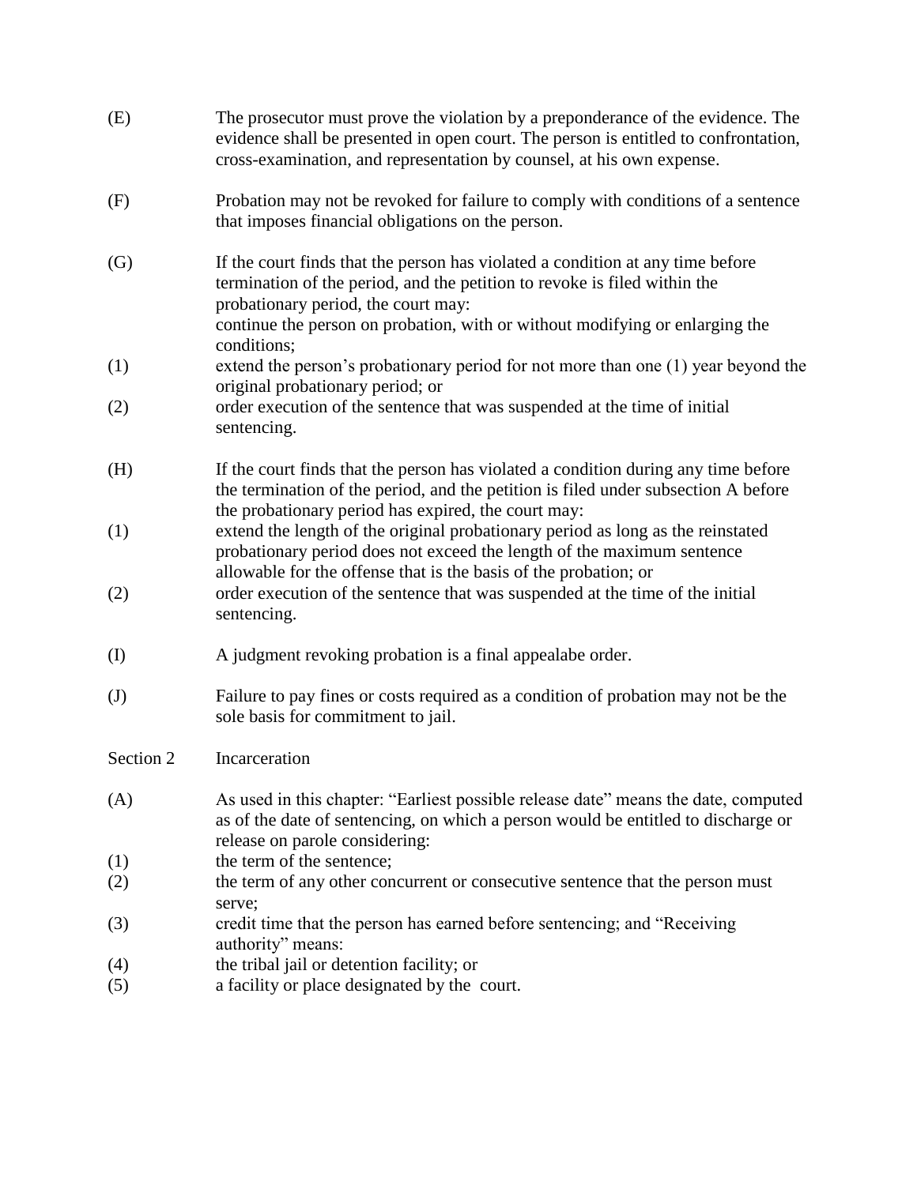(E) The prosecutor must prove the violation by a preponderance of the evidence. The evidence shall be presented in open court. The person is entitled to confrontation, cross-examination, and representation by counsel, at his own expense.

(F) Probation may not be revoked for failure to comply with conditions of a sentence that imposes financial obligations on the person.

(G) If the court finds that the person has violated a condition at any time before termination of the period, and the petition to revoke is filed within the probationary period, the court may:
continue the person on probation, with or without modifying or enlarging the conditions;

(1) extend the person's probationary period for not more than one (1) year beyond the original probationary period; or

(2) order execution of the sentence that was suspended at the time of initial sentencing.

(H) If the court finds that the person has violated a condition during any time before the termination of the period, and the petition is filed under subsection A before the probationary period has expired, the court may:

(1) extend the length of the original probationary period as long as the reinstated probationary period does not exceed the length of the maximum sentence allowable for the offense that is the basis of the probation; or

(2) order execution of the sentence that was suspended at the time of the initial sentencing.

(I) A judgment revoking probation is a final appealabe order.

(J) Failure to pay fines or costs required as a condition of probation may not be the sole basis for commitment to jail.

Section 2 Incarceration

(A) As used in this chapter: "Earliest possible release date" means the date, computed as of the date of sentencing, on which a person would be entitled to discharge or release on parole considering:

(1) the term of the sentence;

(2) the term of any other concurrent or consecutive sentence that the person must serve;

(3) credit time that the person has earned before sentencing; and "Receiving authority" means:

(4) the tribal jail or detention facility; or

(5) a facility or place designated by the court.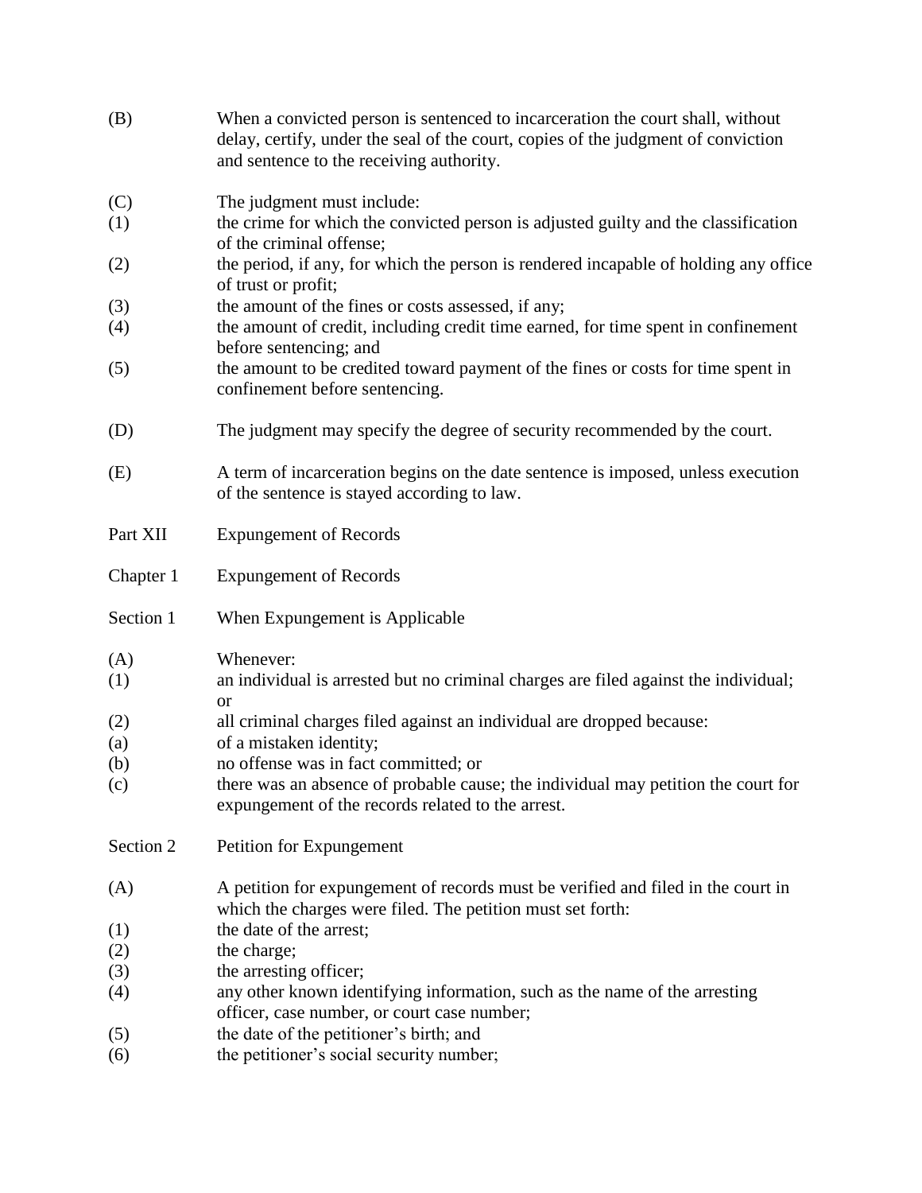(B) When a convicted person is sentenced to incarceration the court shall, without delay, certify, under the seal of the court, copies of the judgment of conviction and sentence to the receiving authority.

(C) The judgment must include:

(1) the crime for which the convicted person is adjusted guilty and the classification of the criminal offense;

(2) the period, if any, for which the person is rendered incapable of holding any office of trust or profit;

(3) the amount of the fines or costs assessed, if any;

(4) the amount of credit, including credit time earned, for time spent in confinement before sentencing; and

(5) the amount to be credited toward payment of the fines or costs for time spent in confinement before sentencing.

(D) The judgment may specify the degree of security recommended by the court.

(E) A term of incarceration begins on the date sentence is imposed, unless execution of the sentence is stayed according to law.

# Part XII Expungement of Records

## Chapter 1 Expungement of Records

### Section 1 When Expungement is Applicable

(A) Whenever:

(1) an individual is arrested but no criminal charges are filed against the individual; or

(2) all criminal charges filed against an individual are dropped because:

(a) of a mistaken identity;

(b) no offense was in fact committed; or

(c) there was an absence of probable cause; the individual may petition the court for expungement of the records related to the arrest.

### Section 2 Petition for Expungement

(A) A petition for expungement of records must be verified and filed in the court in which the charges were filed. The petition must set forth:

(1) the date of the arrest;

(2) the charge;

(3) the arresting officer;

(4) any other known identifying information, such as the name of the arresting officer, case number, or court case number;

(5) the date of the petitioner's birth; and

(6) the petitioner's social security number;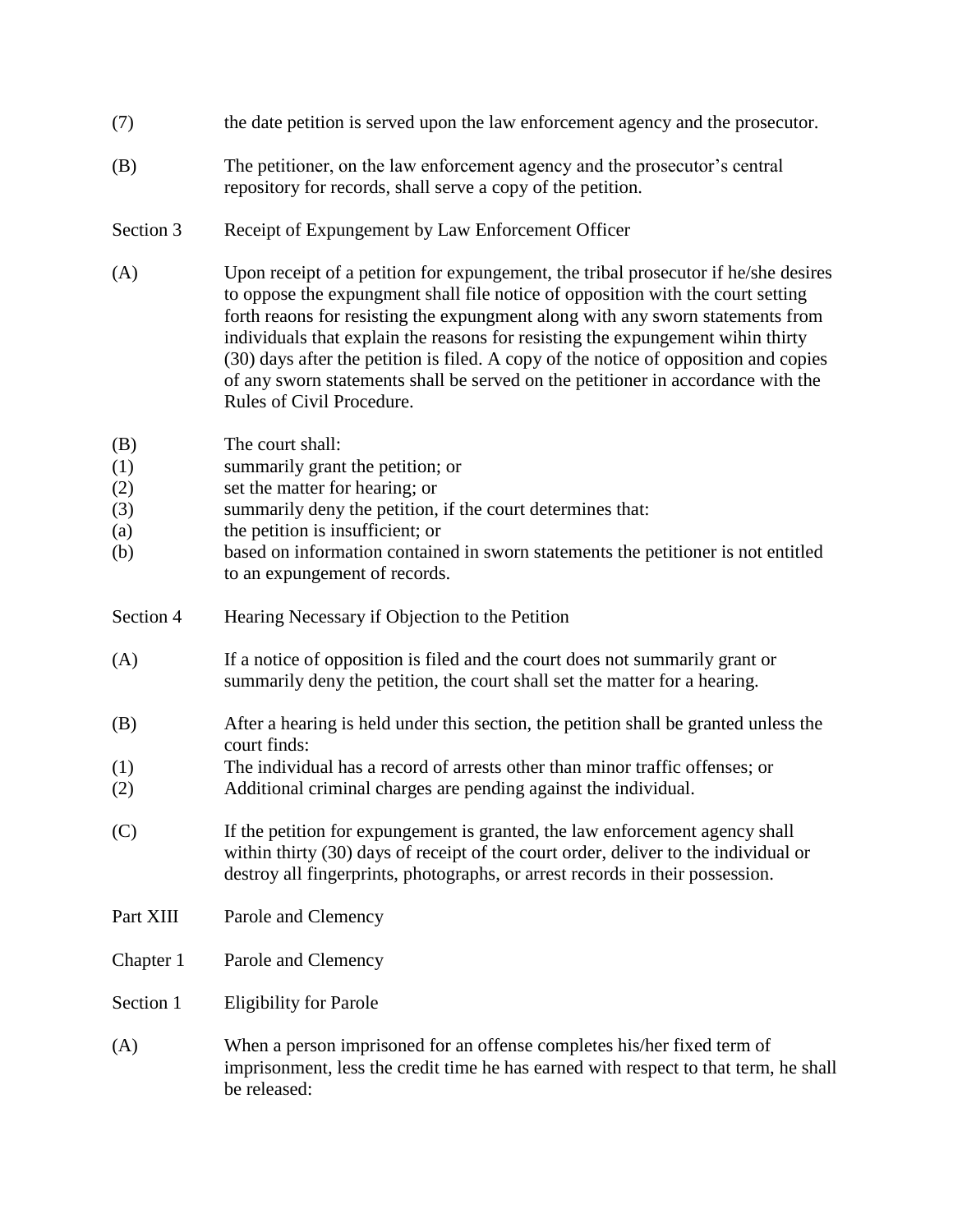(7) the date petition is served upon the law enforcement agency and the prosecutor.

(B) The petitioner, on the law enforcement agency and the prosecutor's central repository for records, shall serve a copy of the petition.

Section 3 Receipt of Expungement by Law Enforcement Officer

(A) Upon receipt of a petition for expungement, the tribal prosecutor if he/she desires to oppose the expungment shall file notice of opposition with the court setting forth reaons for resisting the expungment along with any sworn statements from individuals that explain the reasons for resisting the expungement wihin thirty (30) days after the petition is filed. A copy of the notice of opposition and copies of any sworn statements shall be served on the petitioner in accordance with the Rules of Civil Procedure.

(B) The court shall:
(1) summarily grant the petition; or
(2) set the matter for hearing; or
(3) summarily deny the petition, if the court determines that:
(a) the petition is insufficient; or
(b) based on information contained in sworn statements the petitioner is not entitled to an expungement of records.

Section 4 Hearing Necessary if Objection to the Petition

(A) If a notice of opposition is filed and the court does not summarily grant or summarily deny the petition, the court shall set the matter for a hearing.

(B) After a hearing is held under this section, the petition shall be granted unless the court finds:
(1) The individual has a record of arrests other than minor traffic offenses; or
(2) Additional criminal charges are pending against the individual.

(C) If the petition for expungement is granted, the law enforcement agency shall within thirty (30) days of receipt of the court order, deliver to the individual or destroy all fingerprints, photographs, or arrest records in their possession.

Part XIII Parole and Clemency

Chapter 1 Parole and Clemency

Section 1 Eligibility for Parole

(A) When a person imprisoned for an offense completes his/her fixed term of imprisonment, less the credit time he has earned with respect to that term, he shall be released: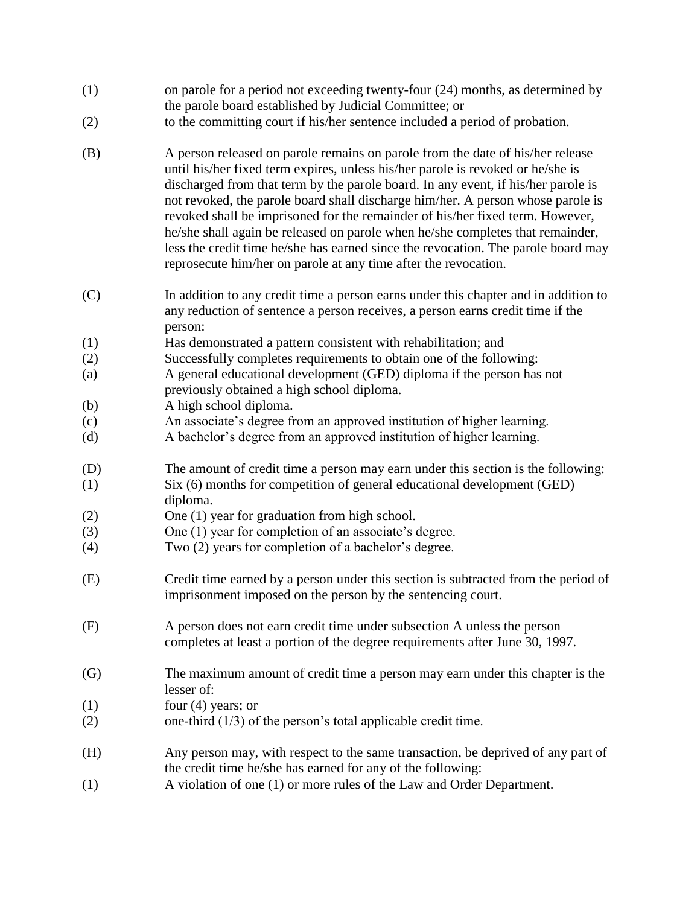(1) on parole for a period not exceeding twenty-four (24) months, as determined by the parole board established by Judicial Committee; or

(2) to the committing court if his/her sentence included a period of probation.

(B) A person released on parole remains on parole from the date of his/her release until his/her fixed term expires, unless his/her parole is revoked or he/she is discharged from that term by the parole board. In any event, if his/her parole is not revoked, the parole board shall discharge him/her. A person whose parole is revoked shall be imprisoned for the remainder of his/her fixed term. However, he/she shall again be released on parole when he/she completes that remainder, less the credit time he/she has earned since the revocation. The parole board may reprosecute him/her on parole at any time after the revocation.

(C) In addition to any credit time a person earns under this chapter and in addition to any reduction of sentence a person receives, a person earns credit time if the person:

(1) Has demonstrated a pattern consistent with rehabilitation; and

(2) Successfully completes requirements to obtain one of the following:

(a) A general educational development (GED) diploma if the person has not previously obtained a high school diploma.

(b) A high school diploma.

(c) An associate's degree from an approved institution of higher learning.

(d) A bachelor's degree from an approved institution of higher learning.

(D) The amount of credit time a person may earn under this section is the following:

(1) Six (6) months for competition of general educational development (GED) diploma.

(2) One (1) year for graduation from high school.

(3) One (1) year for completion of an associate's degree.

(4) Two (2) years for completion of a bachelor's degree.

(E) Credit time earned by a person under this section is subtracted from the period of imprisonment imposed on the person by the sentencing court.

(F) A person does not earn credit time under subsection A unless the person completes at least a portion of the degree requirements after June 30, 1997.

(G) The maximum amount of credit time a person may earn under this chapter is the lesser of:

(1) four (4) years; or

(2) one-third (1/3) of the person's total applicable credit time.

(H) Any person may, with respect to the same transaction, be deprived of any part of the credit time he/she has earned for any of the following:

(1) A violation of one (1) or more rules of the Law and Order Department.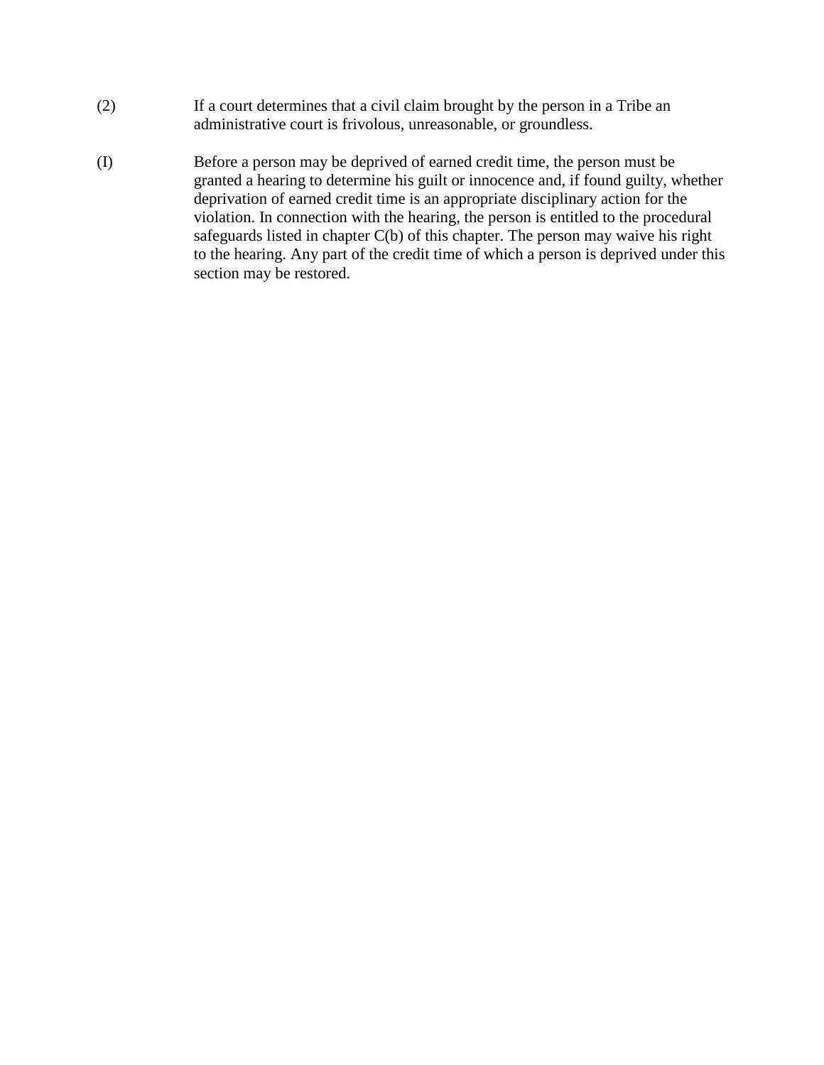(2) If a court determines that a civil claim brought by the person in a Tribe an administrative court is frivolous, unreasonable, or groundless.

(I) Before a person may be deprived of earned credit time, the person must be granted a hearing to determine his guilt or innocence and, if found guilty, whether deprivation of earned credit time is an appropriate disciplinary action for the violation. In connection with the hearing, the person is entitled to the procedural safeguards listed in chapter C(b) of this chapter. The person may waive his right to the hearing. Any part of the credit time of which a person is deprived under this section may be restored.